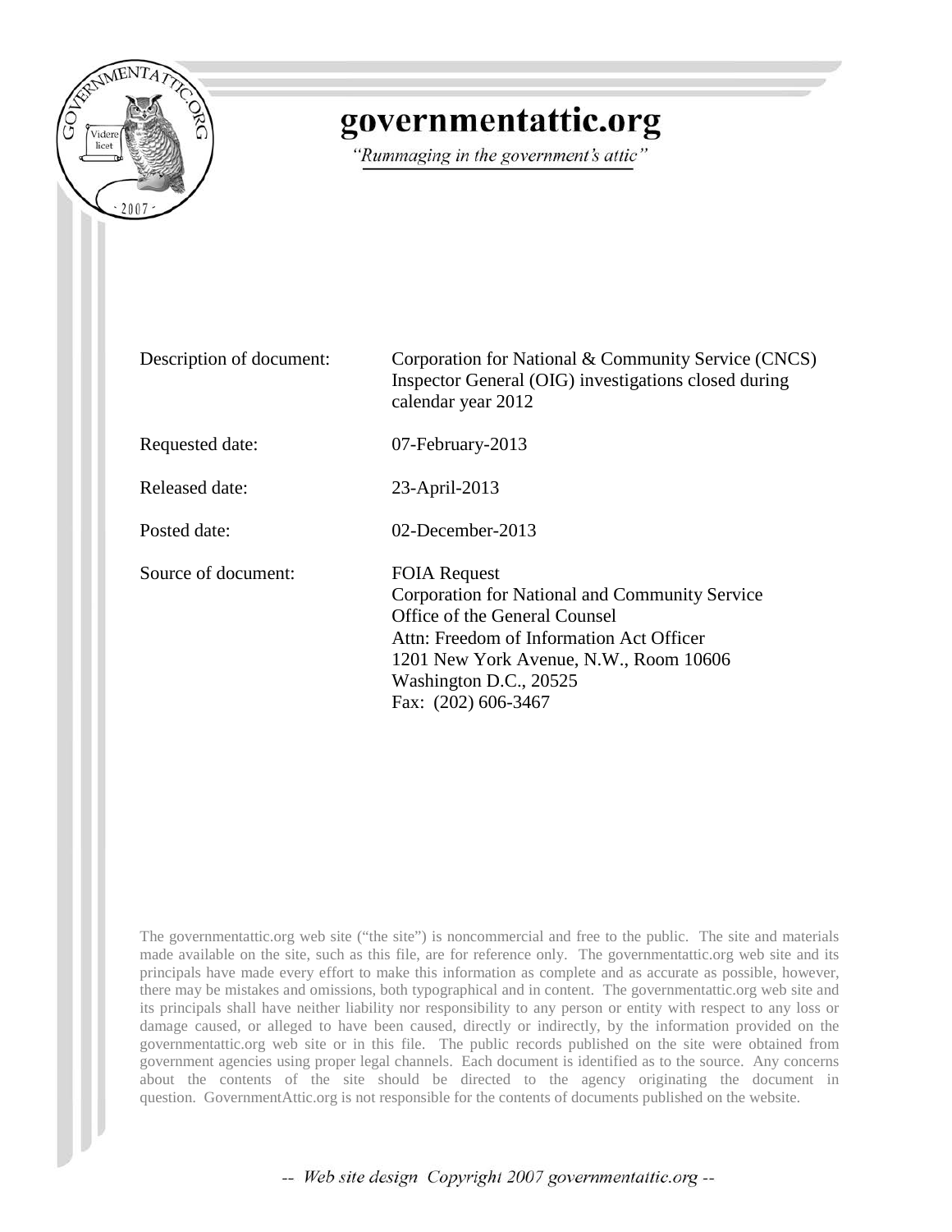# governmentattic.org

*"Rummaging in the government's attic"*

| | |
|---|---|
| Description of document: | Corporation for National & Community Service (CNCS) Inspector General (OIG) investigations closed during calendar year 2012 |
| Requested date: | 07-February-2013 |
| Released date: | 23-April-2013 |
| Posted date: | 02-December-2013 |
| Source of document: | FOIA Request<br>Corporation for National and Community Service<br>Office of the General Counsel<br>Attn: Freedom of Information Act Officer<br>1201 New York Avenue, N.W., Room 10606<br>Washington D.C., 20525<br>Fax: (202) 606-3467 |

The governmentattic.org web site ("the site") is noncommercial and free to the public. The site and materials made available on the site, such as this file, are for reference only. The governmentattic.org web site and its principals have made every effort to make this information as complete and as accurate as possible, however, there may be mistakes and omissions, both typographical and in content. The governmentattic.org web site and its principals shall have neither liability nor responsibility to any person or entity with respect to any loss or damage caused, or alleged to have been caused, directly or indirectly, by the information provided on the governmentattic.org web site or in this file. The public records published on the site were obtained from government agencies using proper legal channels. Each document is identified as to the source. Any concerns about the contents of the site should be directed to the agency originating the document in question. GovernmentAttic.org is not responsible for the contents of documents published on the website.

-- *Web site design Copyright 2007 governmentattic.org* --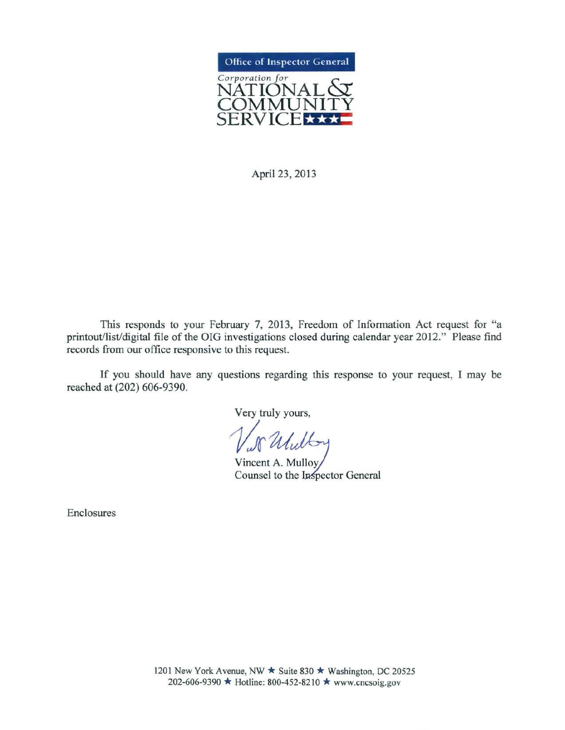Office of Inspector General

Corporation for
NATIONAL & COMMUNITY SERVICE

April 23, 2013

This responds to your February 7, 2013, Freedom of Information Act request for "a printout/list/digital file of the OIG investigations closed during calendar year 2012." Please find records from our office responsive to this request.

If you should have any questions regarding this response to your request, I may be reached at (202) 606-9390.

Very truly yours,

Vincent A. Mulloy
Counsel to the Inspector General

Enclosures

1201 New York Avenue, NW ★ Suite 830 ★ Washington, DC 20525
202-606-9390 ★ Hotline: 800-452-8210 ★ www.cncsoig.gov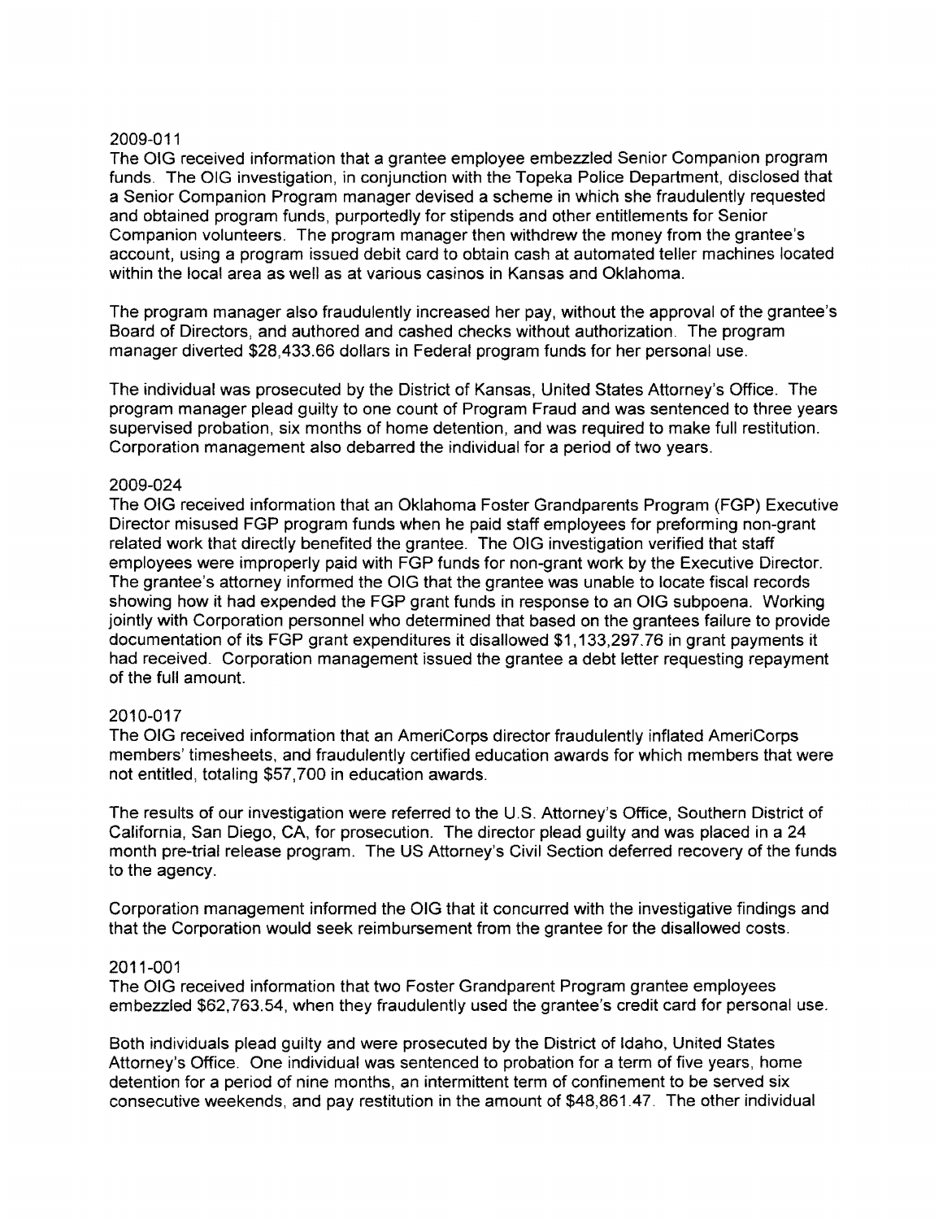2009-011

The OIG received information that a grantee employee embezzled Senior Companion program funds. The OIG investigation, in conjunction with the Topeka Police Department, disclosed that a Senior Companion Program manager devised a scheme in which she fraudulently requested and obtained program funds, purportedly for stipends and other entitlements for Senior Companion volunteers. The program manager then withdrew the money from the grantee's account, using a program issued debit card to obtain cash at automated teller machines located within the local area as well as at various casinos in Kansas and Oklahoma.

The program manager also fraudulently increased her pay, without the approval of the grantee's Board of Directors, and authored and cashed checks without authorization. The program manager diverted $28,433.66 dollars in Federal program funds for her personal use.

The individual was prosecuted by the District of Kansas, United States Attorney's Office. The program manager plead guilty to one count of Program Fraud and was sentenced to three years supervised probation, six months of home detention, and was required to make full restitution. Corporation management also debarred the individual for a period of two years.

2009-024

The OIG received information that an Oklahoma Foster Grandparents Program (FGP) Executive Director misused FGP program funds when he paid staff employees for preforming non-grant related work that directly benefited the grantee. The OIG investigation verified that staff employees were improperly paid with FGP funds for non-grant work by the Executive Director. The grantee's attorney informed the OIG that the grantee was unable to locate fiscal records showing how it had expended the FGP grant funds in response to an OIG subpoena. Working jointly with Corporation personnel who determined that based on the grantees failure to provide documentation of its FGP grant expenditures it disallowed $1,133,297.76 in grant payments it had received. Corporation management issued the grantee a debt letter requesting repayment of the full amount.

2010-017

The OIG received information that an AmeriCorps director fraudulently inflated AmeriCorps members' timesheets, and fraudulently certified education awards for which members that were not entitled, totaling $57,700 in education awards.

The results of our investigation were referred to the U.S. Attorney's Office, Southern District of California, San Diego, CA, for prosecution. The director plead guilty and was placed in a 24 month pre-trial release program. The US Attorney's Civil Section deferred recovery of the funds to the agency.

Corporation management informed the OIG that it concurred with the investigative findings and that the Corporation would seek reimbursement from the grantee for the disallowed costs.

2011-001

The OIG received information that two Foster Grandparent Program grantee employees embezzled $62,763.54, when they fraudulently used the grantee's credit card for personal use.

Both individuals plead guilty and were prosecuted by the District of Idaho, United States Attorney's Office. One individual was sentenced to probation for a term of five years, home detention for a period of nine months, an intermittent term of confinement to be served six consecutive weekends, and pay restitution in the amount of $48,861.47. The other individual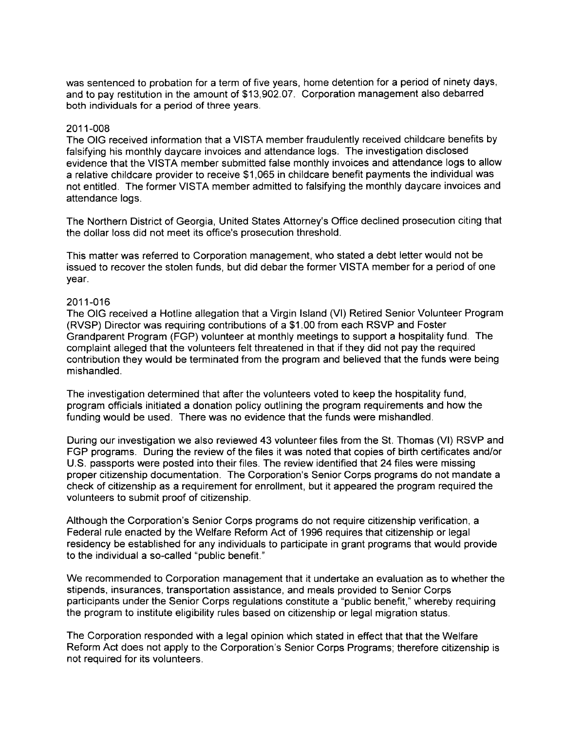was sentenced to probation for a term of five years, home detention for a period of ninety days, and to pay restitution in the amount of $13,902.07. Corporation management also debarred both individuals for a period of three years.

2011-008

The OIG received information that a VISTA member fraudulently received childcare benefits by falsifying his monthly daycare invoices and attendance logs. The investigation disclosed evidence that the VISTA member submitted false monthly invoices and attendance logs to allow a relative childcare provider to receive $1,065 in childcare benefit payments the individual was not entitled. The former VISTA member admitted to falsifying the monthly daycare invoices and attendance logs.

The Northern District of Georgia, United States Attorney's Office declined prosecution citing that the dollar loss did not meet its office's prosecution threshold.

This matter was referred to Corporation management, who stated a debt letter would not be issued to recover the stolen funds, but did debar the former VISTA member for a period of one year.

2011-016

The OIG received a Hotline allegation that a Virgin Island (VI) Retired Senior Volunteer Program (RVSP) Director was requiring contributions of a $1.00 from each RSVP and Foster Grandparent Program (FGP) volunteer at monthly meetings to support a hospitality fund. The complaint alleged that the volunteers felt threatened in that if they did not pay the required contribution they would be terminated from the program and believed that the funds were being mishandled.

The investigation determined that after the volunteers voted to keep the hospitality fund, program officials initiated a donation policy outlining the program requirements and how the funding would be used. There was no evidence that the funds were mishandled.

During our investigation we also reviewed 43 volunteer files from the St. Thomas (VI) RSVP and FGP programs. During the review of the files it was noted that copies of birth certificates and/or U.S. passports were posted into their files. The review identified that 24 files were missing proper citizenship documentation. The Corporation's Senior Corps programs do not mandate a check of citizenship as a requirement for enrollment, but it appeared the program required the volunteers to submit proof of citizenship.

Although the Corporation's Senior Corps programs do not require citizenship verification, a Federal rule enacted by the Welfare Reform Act of 1996 requires that citizenship or legal residency be established for any individuals to participate in grant programs that would provide to the individual a so-called "public benefit."

We recommended to Corporation management that it undertake an evaluation as to whether the stipends, insurances, transportation assistance, and meals provided to Senior Corps participants under the Senior Corps regulations constitute a "public benefit," whereby requiring the program to institute eligibility rules based on citizenship or legal migration status.

The Corporation responded with a legal opinion which stated in effect that that the Welfare Reform Act does not apply to the Corporation's Senior Corps Programs; therefore citizenship is not required for its volunteers.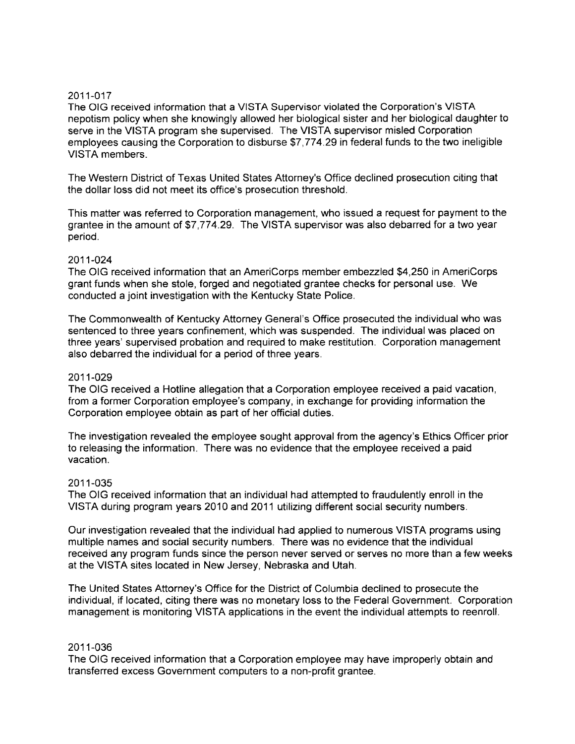2011-017

The OIG received information that a VISTA Supervisor violated the Corporation's VISTA nepotism policy when she knowingly allowed her biological sister and her biological daughter to serve in the VISTA program she supervised. The VISTA supervisor misled Corporation employees causing the Corporation to disburse $7,774.29 in federal funds to the two ineligible VISTA members.

The Western District of Texas United States Attorney's Office declined prosecution citing that the dollar loss did not meet its office's prosecution threshold.

This matter was referred to Corporation management, who issued a request for payment to the grantee in the amount of $7,774.29. The VISTA supervisor was also debarred for a two year period.

2011-024

The OIG received information that an AmeriCorps member embezzled $4,250 in AmeriCorps grant funds when she stole, forged and negotiated grantee checks for personal use. We conducted a joint investigation with the Kentucky State Police.

The Commonwealth of Kentucky Attorney General's Office prosecuted the individual who was sentenced to three years confinement, which was suspended. The individual was placed on three years' supervised probation and required to make restitution. Corporation management also debarred the individual for a period of three years.

2011-029

The OIG received a Hotline allegation that a Corporation employee received a paid vacation, from a former Corporation employee's company, in exchange for providing information the Corporation employee obtain as part of her official duties.

The investigation revealed the employee sought approval from the agency's Ethics Officer prior to releasing the information. There was no evidence that the employee received a paid vacation.

2011-035

The OIG received information that an individual had attempted to fraudulently enroll in the VISTA during program years 2010 and 2011 utilizing different social security numbers.

Our investigation revealed that the individual had applied to numerous VISTA programs using multiple names and social security numbers. There was no evidence that the individual received any program funds since the person never served or serves no more than a few weeks at the VISTA sites located in New Jersey, Nebraska and Utah.

The United States Attorney's Office for the District of Columbia declined to prosecute the individual, if located, citing there was no monetary loss to the Federal Government. Corporation management is monitoring VISTA applications in the event the individual attempts to reenroll.

2011-036

The OIG received information that a Corporation employee may have improperly obtain and transferred excess Government computers to a non-profit grantee.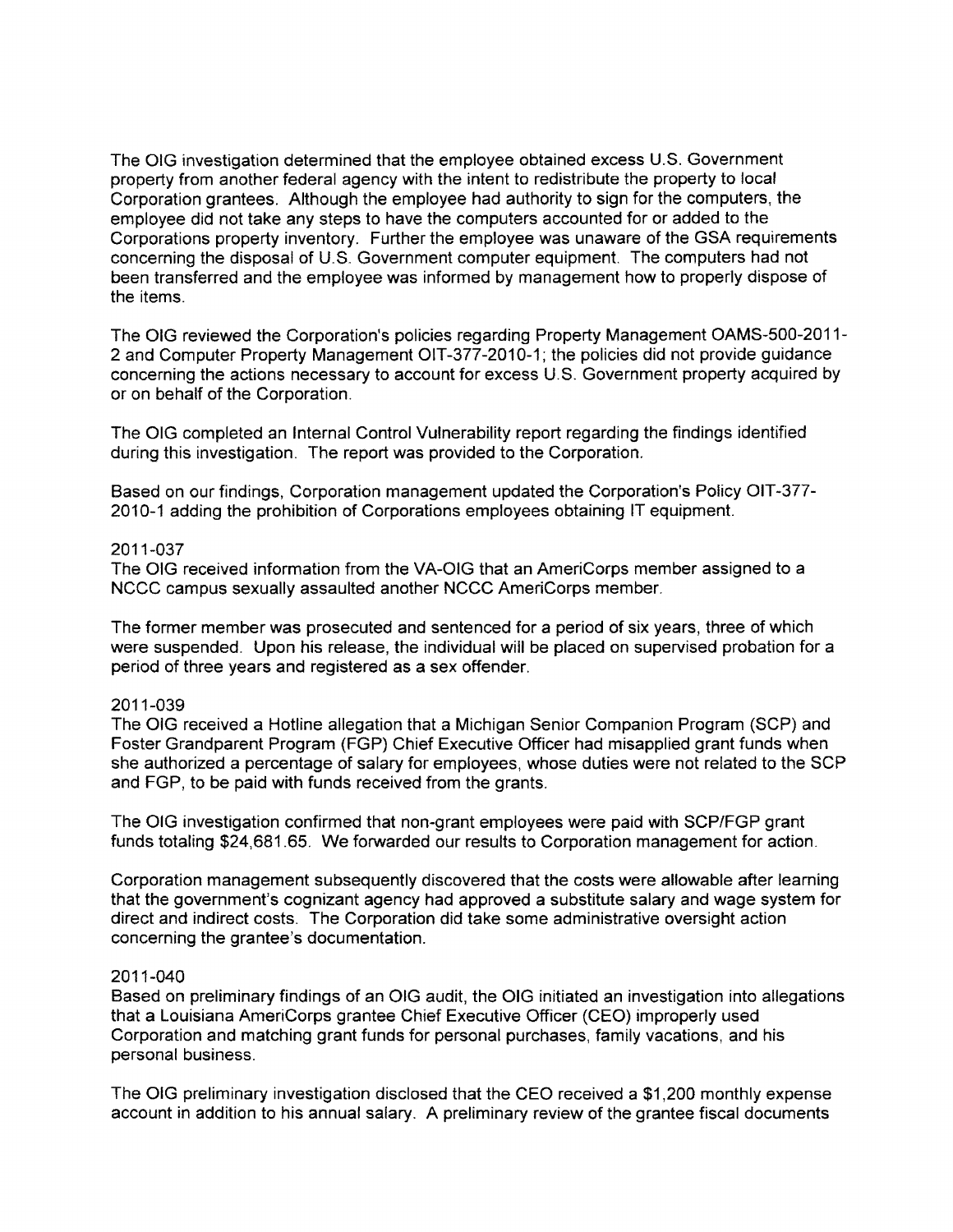The OIG investigation determined that the employee obtained excess U.S. Government property from another federal agency with the intent to redistribute the property to local Corporation grantees. Although the employee had authority to sign for the computers, the employee did not take any steps to have the computers accounted for or added to the Corporations property inventory. Further the employee was unaware of the GSA requirements concerning the disposal of U.S. Government computer equipment. The computers had not been transferred and the employee was informed by management how to properly dispose of the items.

The OIG reviewed the Corporation's policies regarding Property Management OAMS-500-2011-2 and Computer Property Management OIT-377-2010-1; the policies did not provide guidance concerning the actions necessary to account for excess U.S. Government property acquired by or on behalf of the Corporation.

The OIG completed an Internal Control Vulnerability report regarding the findings identified during this investigation. The report was provided to the Corporation.

Based on our findings, Corporation management updated the Corporation's Policy OIT-377-2010-1 adding the prohibition of Corporations employees obtaining IT equipment.

2011-037
The OIG received information from the VA-OIG that an AmeriCorps member assigned to a NCCC campus sexually assaulted another NCCC AmeriCorps member.

The former member was prosecuted and sentenced for a period of six years, three of which were suspended. Upon his release, the individual will be placed on supervised probation for a period of three years and registered as a sex offender.

2011-039
The OIG received a Hotline allegation that a Michigan Senior Companion Program (SCP) and Foster Grandparent Program (FGP) Chief Executive Officer had misapplied grant funds when she authorized a percentage of salary for employees, whose duties were not related to the SCP and FGP, to be paid with funds received from the grants.

The OIG investigation confirmed that non-grant employees were paid with SCP/FGP grant funds totaling $24,681.65. We forwarded our results to Corporation management for action.

Corporation management subsequently discovered that the costs were allowable after learning that the government's cognizant agency had approved a substitute salary and wage system for direct and indirect costs. The Corporation did take some administrative oversight action concerning the grantee's documentation.

2011-040
Based on preliminary findings of an OIG audit, the OIG initiated an investigation into allegations that a Louisiana AmeriCorps grantee Chief Executive Officer (CEO) improperly used Corporation and matching grant funds for personal purchases, family vacations, and his personal business.

The OIG preliminary investigation disclosed that the CEO received a $1,200 monthly expense account in addition to his annual salary. A preliminary review of the grantee fiscal documents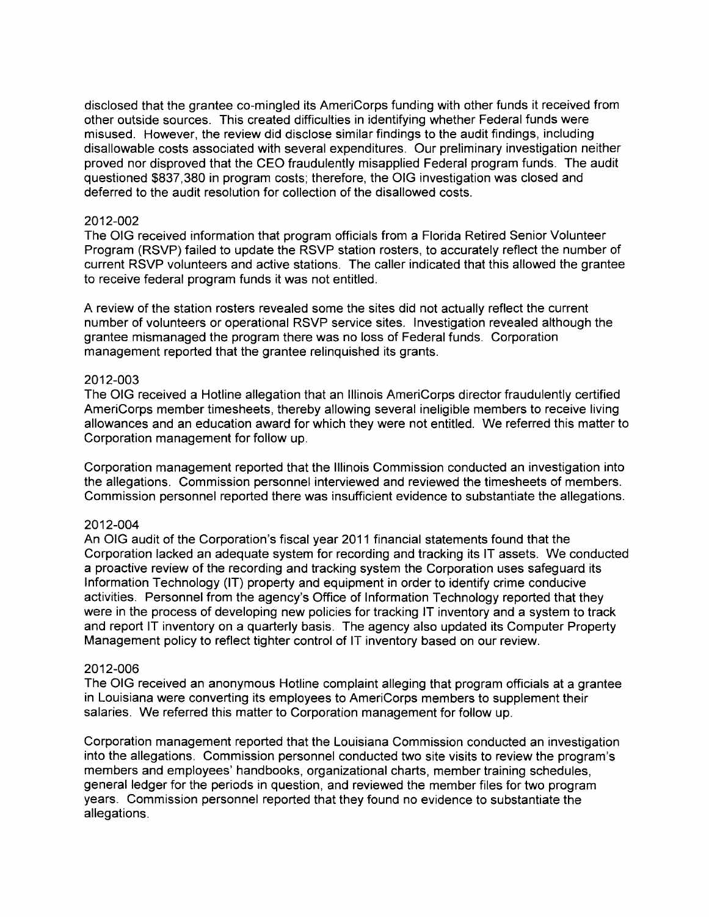disclosed that the grantee co-mingled its AmeriCorps funding with other funds it received from other outside sources. This created difficulties in identifying whether Federal funds were misused. However, the review did disclose similar findings to the audit findings, including disallowable costs associated with several expenditures. Our preliminary investigation neither proved nor disproved that the CEO fraudulently misapplied Federal program funds. The audit questioned $837,380 in program costs; therefore, the OIG investigation was closed and deferred to the audit resolution for collection of the disallowed costs.

2012-002

The OIG received information that program officials from a Florida Retired Senior Volunteer Program (RSVP) failed to update the RSVP station rosters, to accurately reflect the number of current RSVP volunteers and active stations. The caller indicated that this allowed the grantee to receive federal program funds it was not entitled.

A review of the station rosters revealed some the sites did not actually reflect the current number of volunteers or operational RSVP service sites. Investigation revealed although the grantee mismanaged the program there was no loss of Federal funds. Corporation management reported that the grantee relinquished its grants.

2012-003

The OIG received a Hotline allegation that an Illinois AmeriCorps director fraudulently certified AmeriCorps member timesheets, thereby allowing several ineligible members to receive living allowances and an education award for which they were not entitled. We referred this matter to Corporation management for follow up.

Corporation management reported that the Illinois Commission conducted an investigation into the allegations. Commission personnel interviewed and reviewed the timesheets of members. Commission personnel reported there was insufficient evidence to substantiate the allegations.

2012-004

An OIG audit of the Corporation's fiscal year 2011 financial statements found that the Corporation lacked an adequate system for recording and tracking its IT assets. We conducted a proactive review of the recording and tracking system the Corporation uses safeguard its Information Technology (IT) property and equipment in order to identify crime conducive activities. Personnel from the agency's Office of Information Technology reported that they were in the process of developing new policies for tracking IT inventory and a system to track and report IT inventory on a quarterly basis. The agency also updated its Computer Property Management policy to reflect tighter control of IT inventory based on our review.

2012-006

The OIG received an anonymous Hotline complaint alleging that program officials at a grantee in Louisiana were converting its employees to AmeriCorps members to supplement their salaries. We referred this matter to Corporation management for follow up.

Corporation management reported that the Louisiana Commission conducted an investigation into the allegations. Commission personnel conducted two site visits to review the program's members and employees' handbooks, organizational charts, member training schedules, general ledger for the periods in question, and reviewed the member files for two program years. Commission personnel reported that they found no evidence to substantiate the allegations.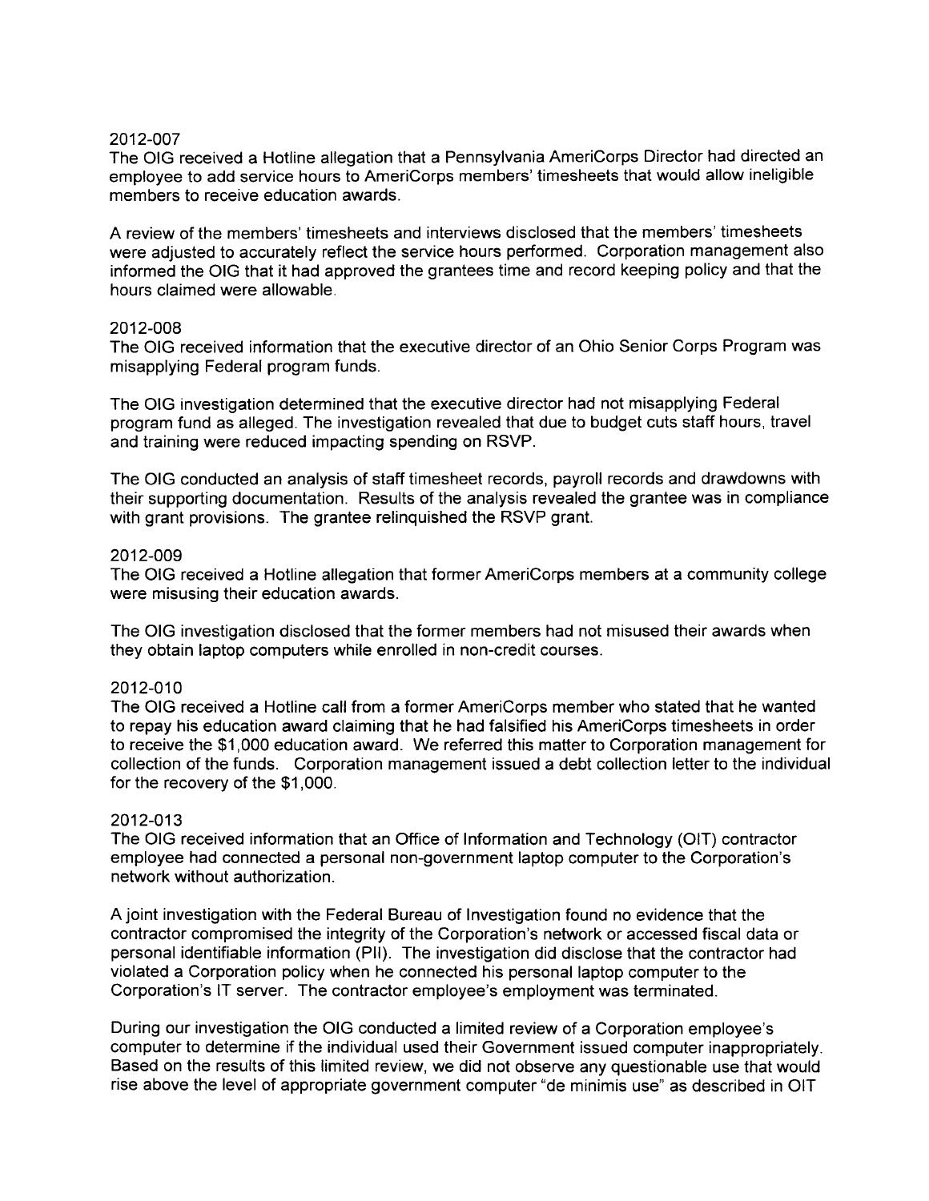2012-007

The OIG received a Hotline allegation that a Pennsylvania AmeriCorps Director had directed an employee to add service hours to AmeriCorps members' timesheets that would allow ineligible members to receive education awards.

A review of the members' timesheets and interviews disclosed that the members' timesheets were adjusted to accurately reflect the service hours performed. Corporation management also informed the OIG that it had approved the grantees time and record keeping policy and that the hours claimed were allowable.

2012-008

The OIG received information that the executive director of an Ohio Senior Corps Program was misapplying Federal program funds.

The OIG investigation determined that the executive director had not misapplying Federal program fund as alleged. The investigation revealed that due to budget cuts staff hours, travel and training were reduced impacting spending on RSVP.

The OIG conducted an analysis of staff timesheet records, payroll records and drawdowns with their supporting documentation. Results of the analysis revealed the grantee was in compliance with grant provisions. The grantee relinquished the RSVP grant.

2012-009

The OIG received a Hotline allegation that former AmeriCorps members at a community college were misusing their education awards.

The OIG investigation disclosed that the former members had not misused their awards when they obtain laptop computers while enrolled in non-credit courses.

2012-010

The OIG received a Hotline call from a former AmeriCorps member who stated that he wanted to repay his education award claiming that he had falsified his AmeriCorps timesheets in order to receive the $1,000 education award. We referred this matter to Corporation management for collection of the funds. Corporation management issued a debt collection letter to the individual for the recovery of the $1,000.

2012-013

The OIG received information that an Office of Information and Technology (OIT) contractor employee had connected a personal non-government laptop computer to the Corporation's network without authorization.

A joint investigation with the Federal Bureau of Investigation found no evidence that the contractor compromised the integrity of the Corporation's network or accessed fiscal data or personal identifiable information (PII). The investigation did disclose that the contractor had violated a Corporation policy when he connected his personal laptop computer to the Corporation's IT server. The contractor employee's employment was terminated.

During our investigation the OIG conducted a limited review of a Corporation employee's computer to determine if the individual used their Government issued computer inappropriately. Based on the results of this limited review, we did not observe any questionable use that would rise above the level of appropriate government computer "de minimis use" as described in OIT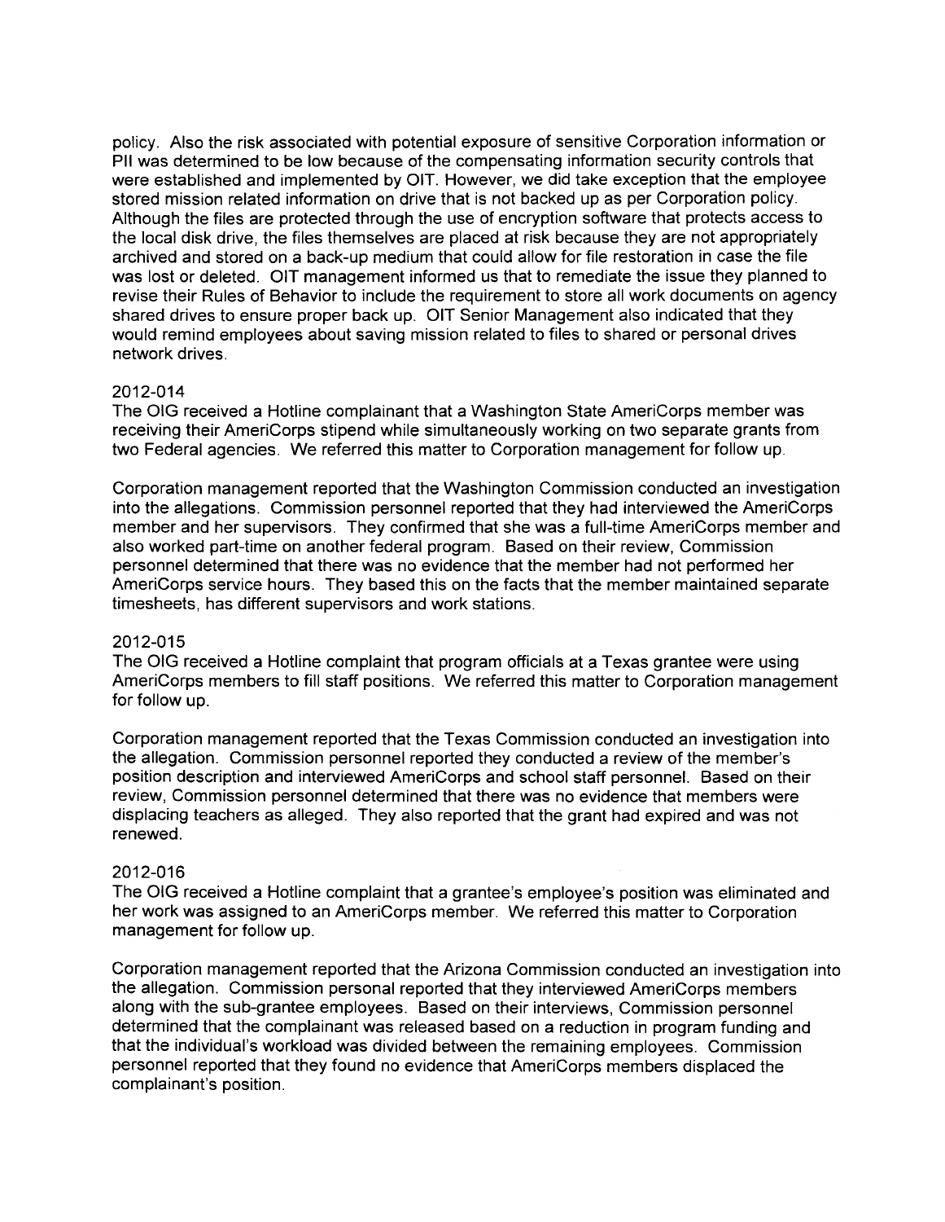policy. Also the risk associated with potential exposure of sensitive Corporation information or PII was determined to be low because of the compensating information security controls that were established and implemented by OIT. However, we did take exception that the employee stored mission related information on drive that is not backed up as per Corporation policy. Although the files are protected through the use of encryption software that protects access to the local disk drive, the files themselves are placed at risk because they are not appropriately archived and stored on a back-up medium that could allow for file restoration in case the file was lost or deleted. OIT management informed us that to remediate the issue they planned to revise their Rules of Behavior to include the requirement to store all work documents on agency shared drives to ensure proper back up. OIT Senior Management also indicated that they would remind employees about saving mission related to files to shared or personal drives network drives.

2012-014
The OIG received a Hotline complainant that a Washington State AmeriCorps member was receiving their AmeriCorps stipend while simultaneously working on two separate grants from two Federal agencies. We referred this matter to Corporation management for follow up.

Corporation management reported that the Washington Commission conducted an investigation into the allegations. Commission personnel reported that they had interviewed the AmeriCorps member and her supervisors. They confirmed that she was a full-time AmeriCorps member and also worked part-time on another federal program. Based on their review, Commission personnel determined that there was no evidence that the member had not performed her AmeriCorps service hours. They based this on the facts that the member maintained separate timesheets, has different supervisors and work stations.

2012-015
The OIG received a Hotline complaint that program officials at a Texas grantee were using AmeriCorps members to fill staff positions. We referred this matter to Corporation management for follow up.

Corporation management reported that the Texas Commission conducted an investigation into the allegation. Commission personnel reported they conducted a review of the member's position description and interviewed AmeriCorps and school staff personnel. Based on their review, Commission personnel determined that there was no evidence that members were displacing teachers as alleged. They also reported that the grant had expired and was not renewed.

2012-016
The OIG received a Hotline complaint that a grantee's employee's position was eliminated and her work was assigned to an AmeriCorps member. We referred this matter to Corporation management for follow up.

Corporation management reported that the Arizona Commission conducted an investigation into the allegation. Commission personal reported that they interviewed AmeriCorps members along with the sub-grantee employees. Based on their interviews, Commission personnel determined that the complainant was released based on a reduction in program funding and that the individual's workload was divided between the remaining employees. Commission personnel reported that they found no evidence that AmeriCorps members displaced the complainant's position.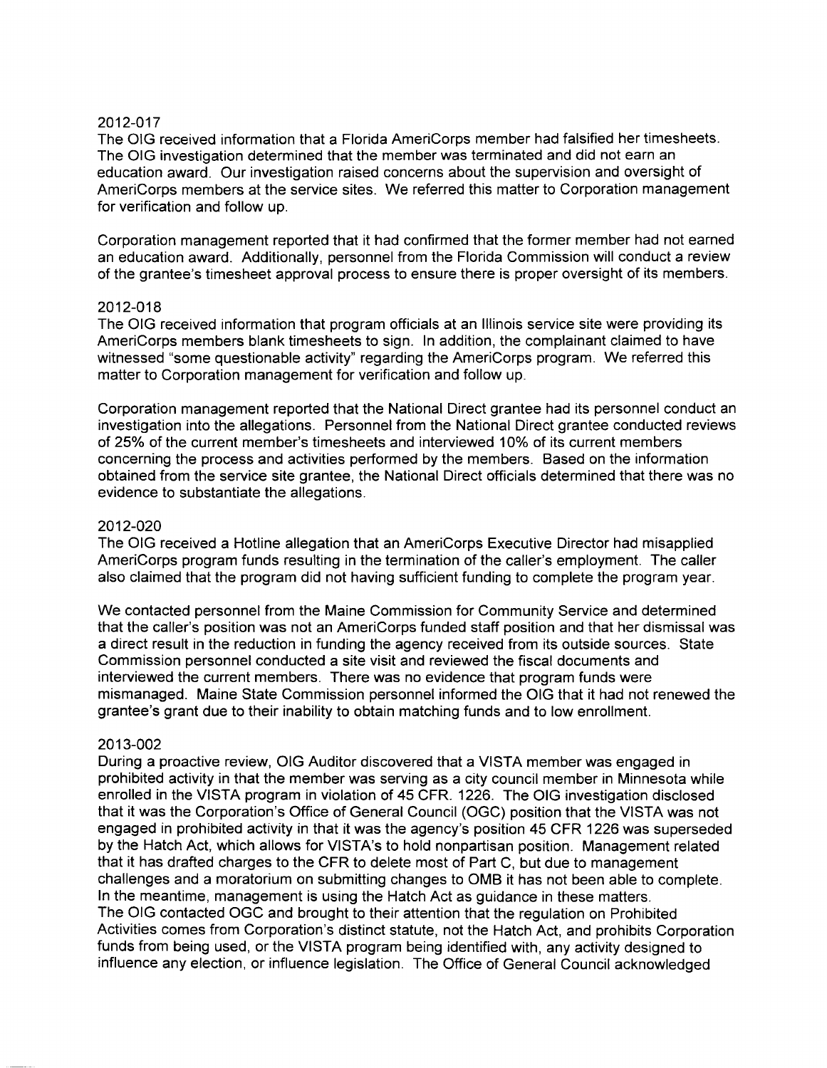2012-017

The OIG received information that a Florida AmeriCorps member had falsified her timesheets. The OIG investigation determined that the member was terminated and did not earn an education award. Our investigation raised concerns about the supervision and oversight of AmeriCorps members at the service sites. We referred this matter to Corporation management for verification and follow up.

Corporation management reported that it had confirmed that the former member had not earned an education award. Additionally, personnel from the Florida Commission will conduct a review of the grantee's timesheet approval process to ensure there is proper oversight of its members.

2012-018

The OIG received information that program officials at an Illinois service site were providing its AmeriCorps members blank timesheets to sign. In addition, the complainant claimed to have witnessed "some questionable activity" regarding the AmeriCorps program. We referred this matter to Corporation management for verification and follow up.

Corporation management reported that the National Direct grantee had its personnel conduct an investigation into the allegations. Personnel from the National Direct grantee conducted reviews of 25% of the current member's timesheets and interviewed 10% of its current members concerning the process and activities performed by the members. Based on the information obtained from the service site grantee, the National Direct officials determined that there was no evidence to substantiate the allegations.

2012-020

The OIG received a Hotline allegation that an AmeriCorps Executive Director had misapplied AmeriCorps program funds resulting in the termination of the caller's employment. The caller also claimed that the program did not having sufficient funding to complete the program year.

We contacted personnel from the Maine Commission for Community Service and determined that the caller's position was not an AmeriCorps funded staff position and that her dismissal was a direct result in the reduction in funding the agency received from its outside sources. State Commission personnel conducted a site visit and reviewed the fiscal documents and interviewed the current members. There was no evidence that program funds were mismanaged. Maine State Commission personnel informed the OIG that it had not renewed the grantee's grant due to their inability to obtain matching funds and to low enrollment.

2013-002

During a proactive review, OIG Auditor discovered that a VISTA member was engaged in prohibited activity in that the member was serving as a city council member in Minnesota while enrolled in the VISTA program in violation of 45 CFR. 1226. The OIG investigation disclosed that it was the Corporation's Office of General Council (OGC) position that the VISTA was not engaged in prohibited activity in that it was the agency's position 45 CFR 1226 was superseded by the Hatch Act, which allows for VISTA's to hold nonpartisan position. Management related that it has drafted charges to the CFR to delete most of Part C, but due to management challenges and a moratorium on submitting changes to OMB it has not been able to complete. In the meantime, management is using the Hatch Act as guidance in these matters.

The OIG contacted OGC and brought to their attention that the regulation on Prohibited Activities comes from Corporation's distinct statute, not the Hatch Act, and prohibits Corporation funds from being used, or the VISTA program being identified with, any activity designed to influence any election, or influence legislation. The Office of General Council acknowledged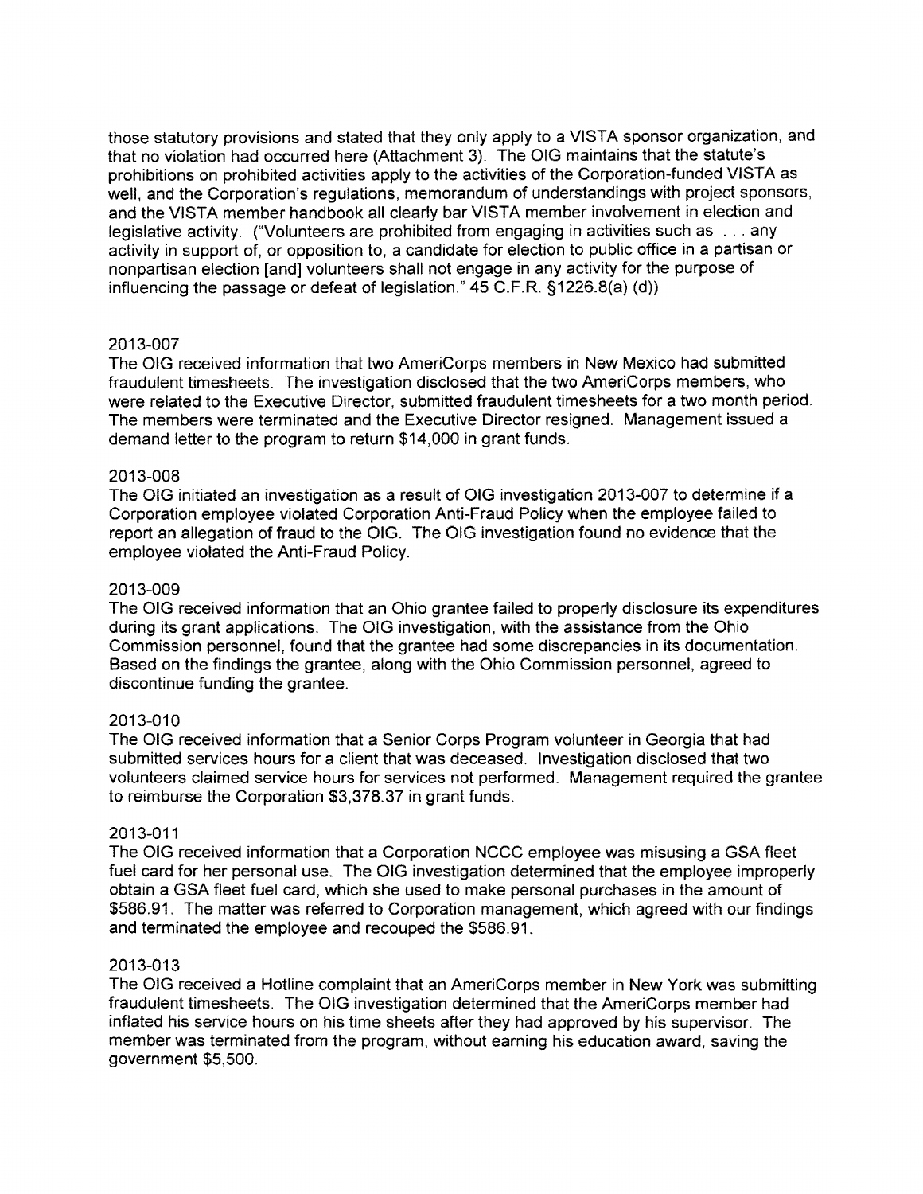those statutory provisions and stated that they only apply to a VISTA sponsor organization, and that no violation had occurred here (Attachment 3). The OIG maintains that the statute's prohibitions on prohibited activities apply to the activities of the Corporation-funded VISTA as well, and the Corporation's regulations, memorandum of understandings with project sponsors, and the VISTA member handbook all clearly bar VISTA member involvement in election and legislative activity. ("Volunteers are prohibited from engaging in activities such as . . . any activity in support of, or opposition to, a candidate for election to public office in a partisan or nonpartisan election [and] volunteers shall not engage in any activity for the purpose of influencing the passage or defeat of legislation." 45 C.F.R. §1226.8(a) (d))

2013-007

The OIG received information that two AmeriCorps members in New Mexico had submitted fraudulent timesheets. The investigation disclosed that the two AmeriCorps members, who were related to the Executive Director, submitted fraudulent timesheets for a two month period. The members were terminated and the Executive Director resigned. Management issued a demand letter to the program to return $14,000 in grant funds.

2013-008

The OIG initiated an investigation as a result of OIG investigation 2013-007 to determine if a Corporation employee violated Corporation Anti-Fraud Policy when the employee failed to report an allegation of fraud to the OIG. The OIG investigation found no evidence that the employee violated the Anti-Fraud Policy.

2013-009

The OIG received information that an Ohio grantee failed to properly disclosure its expenditures during its grant applications. The OIG investigation, with the assistance from the Ohio Commission personnel, found that the grantee had some discrepancies in its documentation. Based on the findings the grantee, along with the Ohio Commission personnel, agreed to discontinue funding the grantee.

2013-010

The OIG received information that a Senior Corps Program volunteer in Georgia that had submitted services hours for a client that was deceased. Investigation disclosed that two volunteers claimed service hours for services not performed. Management required the grantee to reimburse the Corporation $3,378.37 in grant funds.

2013-011

The OIG received information that a Corporation NCCC employee was misusing a GSA fleet fuel card for her personal use. The OIG investigation determined that the employee improperly obtain a GSA fleet fuel card, which she used to make personal purchases in the amount of $586.91. The matter was referred to Corporation management, which agreed with our findings and terminated the employee and recouped the $586.91.

2013-013

The OIG received a Hotline complaint that an AmeriCorps member in New York was submitting fraudulent timesheets. The OIG investigation determined that the AmeriCorps member had inflated his service hours on his time sheets after they had approved by his supervisor. The member was terminated from the program, without earning his education award, saving the government $5,500.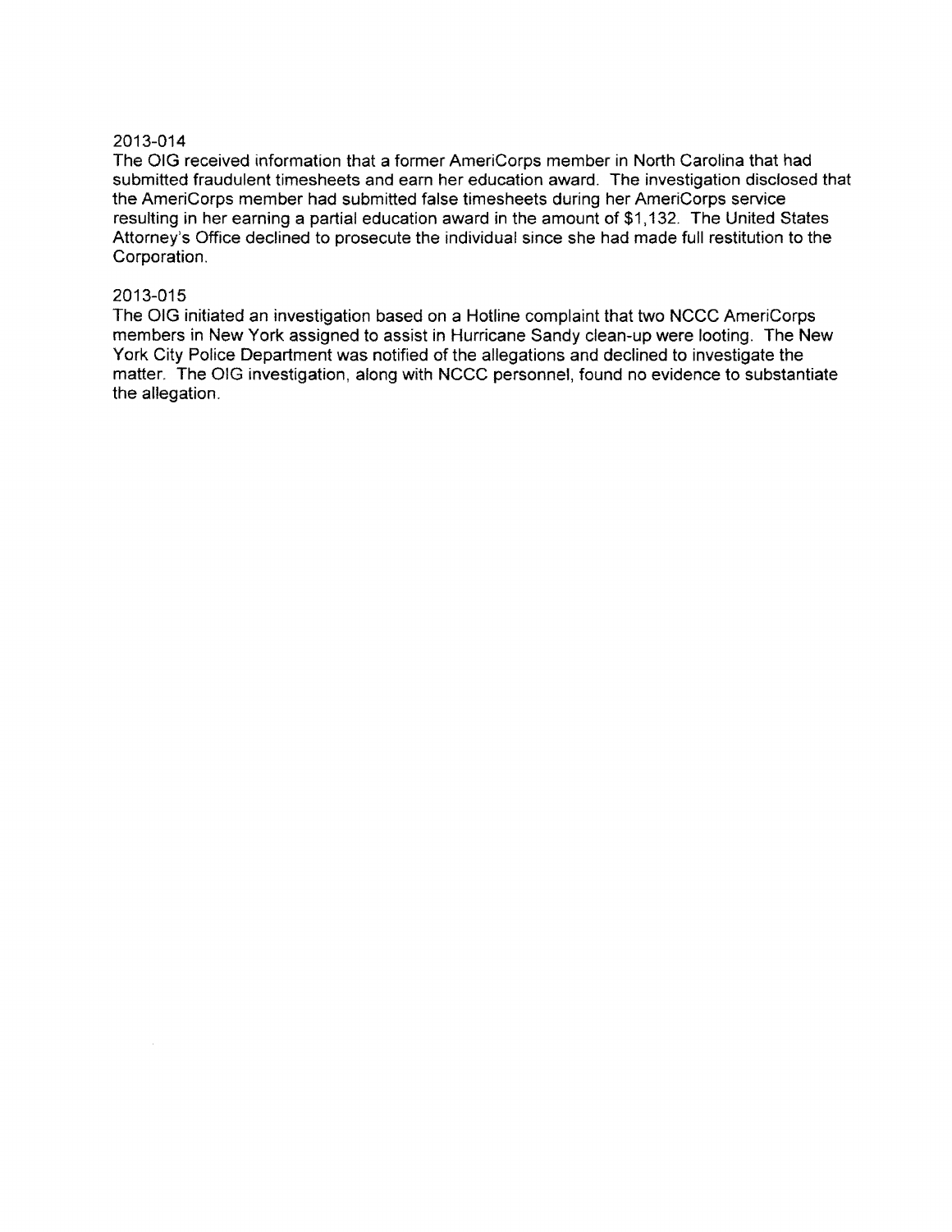2013-014

The OIG received information that a former AmeriCorps member in North Carolina that had submitted fraudulent timesheets and earn her education award. The investigation disclosed that the AmeriCorps member had submitted false timesheets during her AmeriCorps service resulting in her earning a partial education award in the amount of $1,132. The United States Attorney's Office declined to prosecute the individual since she had made full restitution to the Corporation.

2013-015

The OIG initiated an investigation based on a Hotline complaint that two NCCC AmeriCorps members in New York assigned to assist in Hurricane Sandy clean-up were looting. The New York City Police Department was notified of the allegations and declined to investigate the matter. The OIG investigation, along with NCCC personnel, found no evidence to substantiate the allegation.